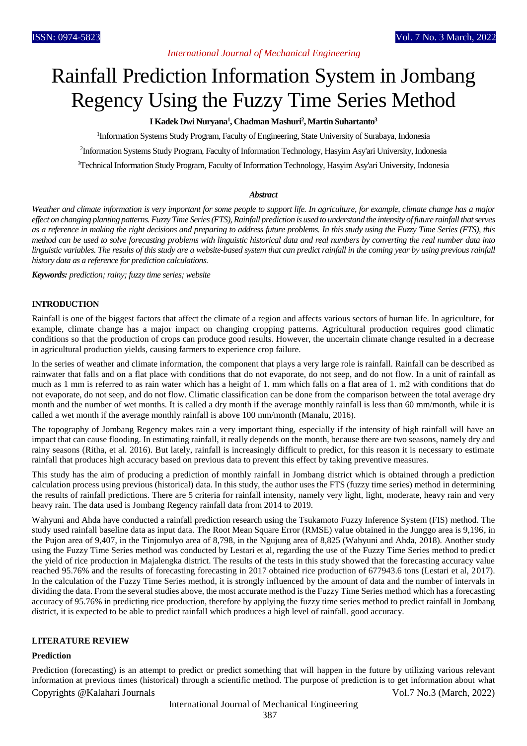# Rainfall Prediction Information System in Jombang Regency Using the Fuzzy Time Series Method

**I Kadek Dwi Nuryana[1], Chadman Mashuri[2], Martin Suhartanto[3]**

[1]Information Systems Study Program, Faculty of Engineering, State University of Surabaya, Indonesia

[2]Information Systems Study Program, Faculty of Information Technology, Hasyim Asy'ari University, Indonesia

[3]Technical Information Study Program, Faculty of Information Technology, Hasyim Asy'ari University, Indonesia

***Abstract***

*Weather and climate information is very important for some people to support life. In agriculture, for example, climate change has a major effect on changing planting patterns. Fuzzy Time Series (FTS), Rainfall prediction is used to understand the intensity of future rainfall that serves as a reference in making the right decisions and preparing to address future problems. In this study using the Fuzzy Time Series (FTS), this method can be used to solve forecasting problems with linguistic historical data and real numbers by converting the real number data into linguistic variables. The results of this study are a website-based system that can predict rainfall in the coming year by using previous rainfall history data as a reference for prediction calculations.*

***Keywords:*** *prediction; rainy; fuzzy time series; website*

## INTRODUCTION

Rainfall is one of the biggest factors that affect the climate of a region and affects various sectors of human life. In agriculture, for example, climate change has a major impact on changing cropping patterns. Agricultural production requires good climatic conditions so that the production of crops can produce good results. However, the uncertain climate change resulted in a decrease in agricultural production yields, causing farmers to experience crop failure.

In the series of weather and climate information, the component that plays a very large role is rainfall. Rainfall can be described as rainwater that falls and on a flat place with conditions that do not evaporate, do not seep, and do not flow. In a unit of rainfall as much as 1 mm is referred to as rain water which has a height of 1. mm which falls on a flat area of 1. m2 with conditions that do not evaporate, do not seep, and do not flow. Climatic classification can be done from the comparison between the total average dry month and the number of wet months. It is called a dry month if the average monthly rainfall is less than 60 mm/month, while it is called a wet month if the average monthly rainfall is above 100 mm/month (Manalu, 2016).

The topography of Jombang Regency makes rain a very important thing, especially if the intensity of high rainfall will have an impact that can cause flooding. In estimating rainfall, it really depends on the month, because there are two seasons, namely dry and rainy seasons (Ritha, et al. 2016). But lately, rainfall is increasingly difficult to predict, for this reason it is necessary to estimate rainfall that produces high accuracy based on previous data to prevent this effect by taking preventive measures.

This study has the aim of producing a prediction of monthly rainfall in Jombang district which is obtained through a prediction calculation process using previous (historical) data. In this study, the author uses the FTS (fuzzy time series) method in determining the results of rainfall predictions. There are 5 criteria for rainfall intensity, namely very light, light, moderate, heavy rain and very heavy rain. The data used is Jombang Regency rainfall data from 2014 to 2019.

Wahyuni and Ahda have conducted a rainfall prediction research using the Tsukamoto Fuzzy Inference System (FIS) method. The study used rainfall baseline data as input data. The Root Mean Square Error (RMSE) value obtained in the Junggo area is 9,196, in the Pujon area of 9,407, in the Tinjomulyo area of 8,798, in the Ngujung area of 8,825 (Wahyuni and Ahda, 2018). Another study using the Fuzzy Time Series method was conducted by Lestari et al, regarding the use of the Fuzzy Time Series method to predict the yield of rice production in Majalengka district. The results of the tests in this study showed that the forecasting accuracy value reached 95.76% and the results of forecasting forecasting in 2017 obtained rice production of 677943.6 tons (Lestari et al, 2017). In the calculation of the Fuzzy Time Series method, it is strongly influenced by the amount of data and the number of intervals in dividing the data. From the several studies above, the most accurate method is the Fuzzy Time Series method which has a forecasting accuracy of 95.76% in predicting rice production, therefore by applying the fuzzy time series method to predict rainfall in Jombang district, it is expected to be able to predict rainfall which produces a high level of rainfall. good accuracy.

## LITERATURE REVIEW

### Prediction

Prediction (forecasting) is an attempt to predict or predict something that will happen in the future by utilizing various relevant information at previous times (historical) through a scientific method. The purpose of prediction is to get information about what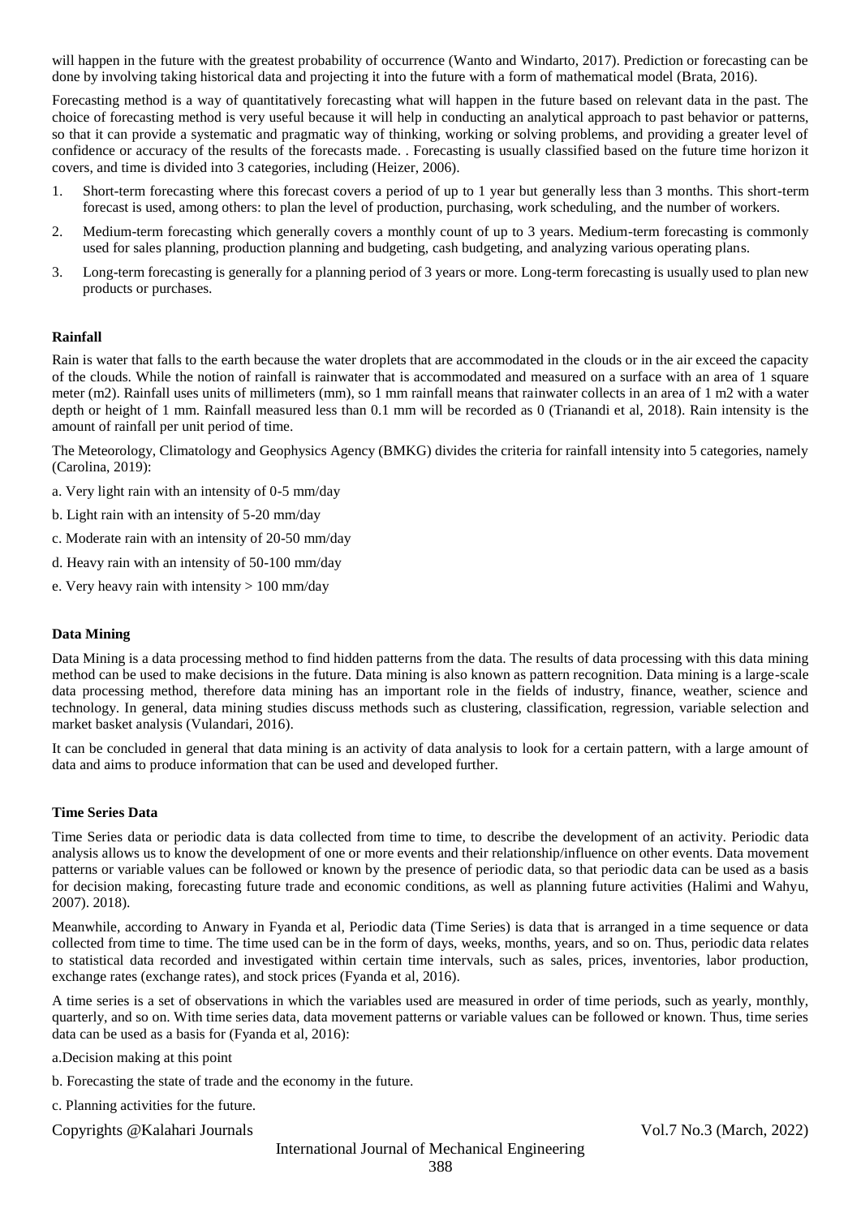will happen in the future with the greatest probability of occurrence (Wanto and Windarto, 2017). Prediction or forecasting can be done by involving taking historical data and projecting it into the future with a form of mathematical model (Brata, 2016).

Forecasting method is a way of quantitatively forecasting what will happen in the future based on relevant data in the past. The choice of forecasting method is very useful because it will help in conducting an analytical approach to past behavior or patterns, so that it can provide a systematic and pragmatic way of thinking, working or solving problems, and providing a greater level of confidence or accuracy of the results of the forecasts made. . Forecasting is usually classified based on the future time horizon it covers, and time is divided into 3 categories, including (Heizer, 2006).

1. Short-term forecasting where this forecast covers a period of up to 1 year but generally less than 3 months. This short-term forecast is used, among others: to plan the level of production, purchasing, work scheduling, and the number of workers.
2. Medium-term forecasting which generally covers a monthly count of up to 3 years. Medium-term forecasting is commonly used for sales planning, production planning and budgeting, cash budgeting, and analyzing various operating plans.
3. Long-term forecasting is generally for a planning period of 3 years or more. Long-term forecasting is usually used to plan new products or purchases.

**Rainfall**

Rain is water that falls to the earth because the water droplets that are accommodated in the clouds or in the air exceed the capacity of the clouds. While the notion of rainfall is rainwater that is accommodated and measured on a surface with an area of 1 square meter (m2). Rainfall uses units of millimeters (mm), so 1 mm rainfall means that rainwater collects in an area of 1 m2 with a water depth or height of 1 mm. Rainfall measured less than 0.1 mm will be recorded as 0 (Trianandi et al, 2018). Rain intensity is the amount of rainfall per unit period of time.

The Meteorology, Climatology and Geophysics Agency (BMKG) divides the criteria for rainfall intensity into 5 categories, namely (Carolina, 2019):

a. Very light rain with an intensity of 0-5 mm/day

b. Light rain with an intensity of 5-20 mm/day

c. Moderate rain with an intensity of 20-50 mm/day

d. Heavy rain with an intensity of 50-100 mm/day

e. Very heavy rain with intensity > 100 mm/day

**Data Mining**

Data Mining is a data processing method to find hidden patterns from the data. The results of data processing with this data mining method can be used to make decisions in the future. Data mining is also known as pattern recognition. Data mining is a large-scale data processing method, therefore data mining has an important role in the fields of industry, finance, weather, science and technology. In general, data mining studies discuss methods such as clustering, classification, regression, variable selection and market basket analysis (Vulandari, 2016).

It can be concluded in general that data mining is an activity of data analysis to look for a certain pattern, with a large amount of data and aims to produce information that can be used and developed further.

**Time Series Data**

Time Series data or periodic data is data collected from time to time, to describe the development of an activity. Periodic data analysis allows us to know the development of one or more events and their relationship/influence on other events. Data movement patterns or variable values can be followed or known by the presence of periodic data, so that periodic data can be used as a basis for decision making, forecasting future trade and economic conditions, as well as planning future activities (Halimi and Wahyu, 2007). 2018).

Meanwhile, according to Anwary in Fyanda et al, Periodic data (Time Series) is data that is arranged in a time sequence or data collected from time to time. The time used can be in the form of days, weeks, months, years, and so on. Thus, periodic data relates to statistical data recorded and investigated within certain time intervals, such as sales, prices, inventories, labor production, exchange rates (exchange rates), and stock prices (Fyanda et al, 2016).

A time series is a set of observations in which the variables used are measured in order of time periods, such as yearly, monthly, quarterly, and so on. With time series data, data movement patterns or variable values can be followed or known. Thus, time series data can be used as a basis for (Fyanda et al, 2016):

a.Decision making at this point

b. Forecasting the state of trade and the economy in the future.

c. Planning activities for the future.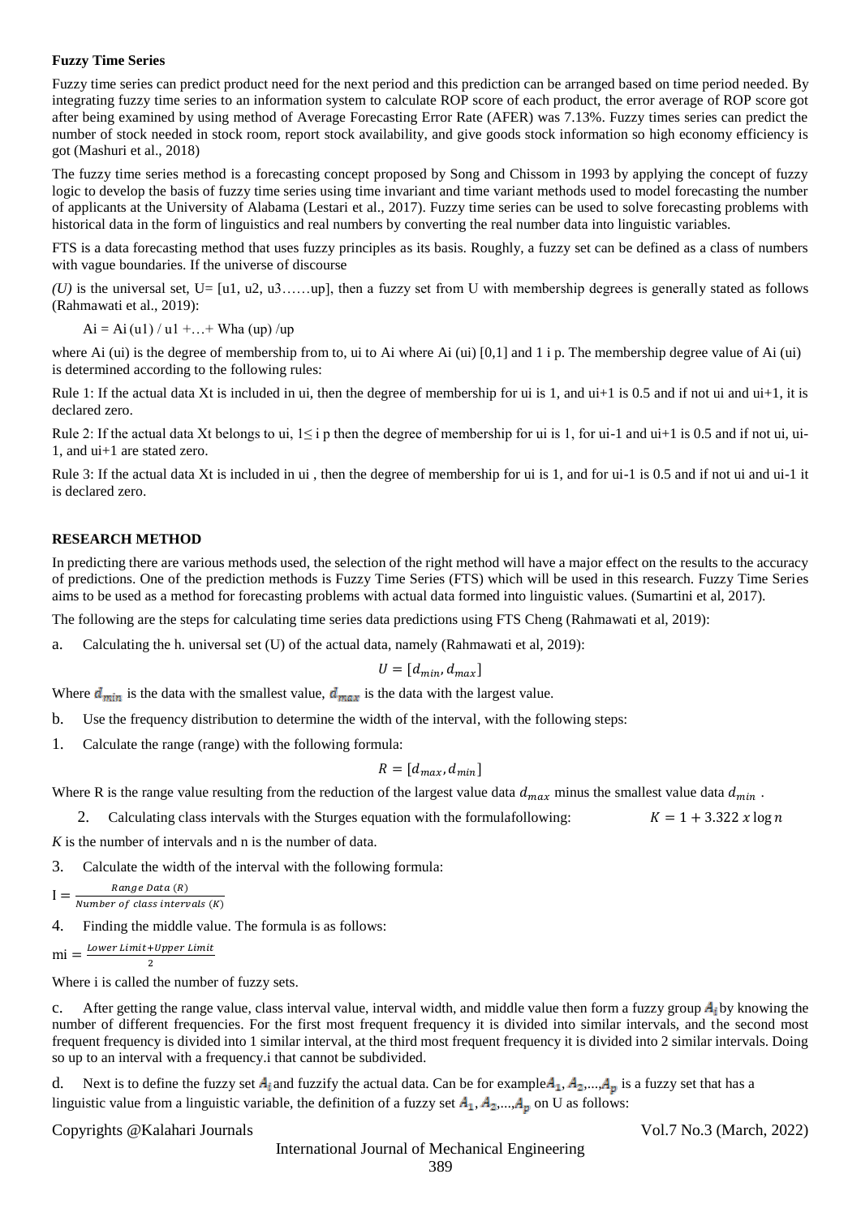### Fuzzy Time Series

Fuzzy time series can predict product need for the next period and this prediction can be arranged based on time period needed. By integrating fuzzy time series to an information system to calculate ROP score of each product, the error average of ROP score got after being examined by using method of Average Forecasting Error Rate (AFER) was 7.13%. Fuzzy times series can predict the number of stock needed in stock room, report stock availability, and give goods stock information so high economy efficiency is got (Mashuri et al., 2018)

The fuzzy time series method is a forecasting concept proposed by Song and Chissom in 1993 by applying the concept of fuzzy logic to develop the basis of fuzzy time series using time invariant and time variant methods used to model forecasting the number of applicants at the University of Alabama (Lestari et al., 2017). Fuzzy time series can be used to solve forecasting problems with historical data in the form of linguistics and real numbers by converting the real number data into linguistic variables.

FTS is a data forecasting method that uses fuzzy principles as its basis. Roughly, a fuzzy set can be defined as a class of numbers with vague boundaries. If the universe of discourse

*(U)* is the universal set, U= [u1, u2, u3……up], then a fuzzy set from U with membership degrees is generally stated as follows (Rahmawati et al., 2019):

Ai = Ai (u1) / u1 +…+ Wha (up) /up

where Ai (ui) is the degree of membership from to, ui to Ai where Ai (ui) [0,1] and 1 i p. The membership degree value of Ai (ui) is determined according to the following rules:

Rule 1: If the actual data Xt is included in ui, then the degree of membership for ui is 1, and ui+1 is 0.5 and if not ui and ui+1, it is declared zero.

Rule 2: If the actual data Xt belongs to ui, 1≤ i p then the degree of membership for ui is 1, for ui-1 and ui+1 is 0.5 and if not ui, ui-1, and ui+1 are stated zero.

Rule 3: If the actual data Xt is included in ui , then the degree of membership for ui is 1, and for ui-1 is 0.5 and if not ui and ui-1 it is declared zero.

## RESEARCH METHOD

In predicting there are various methods used, the selection of the right method will have a major effect on the results to the accuracy of predictions. One of the prediction methods is Fuzzy Time Series (FTS) which will be used in this research. Fuzzy Time Series aims to be used as a method for forecasting problems with actual data formed into linguistic values. (Sumartini et al, 2017).

The following are the steps for calculating time series data predictions using FTS Cheng (Rahmawati et al, 2019):

a. Calculating the h. universal set (U) of the actual data, namely (Rahmawati et al, 2019):

$$U = [d_{min}, d_{max}]$$

Where $d_{min}$ is the data with the smallest value, $d_{max}$ is the data with the largest value.

b. Use the frequency distribution to determine the width of the interval, with the following steps:

1. Calculate the range (range) with the following formula:

$$R = [d_{max}, d_{min}]$$

Where R is the range value resulting from the reduction of the largest value data $d_{max}$ minus the smallest value data $d_{min}$ .

2. Calculating class intervals with the Sturges equation with the formulafollowing: $K = 1 + 3.322\ x \log n$

*K* is the number of intervals and n is the number of data.

3. Calculate the width of the interval with the following formula:

$$\mathrm{I} = \frac{Range\ Data\ (R)}{Number\ of\ class\ intervals\ (K)}$$

4. Finding the middle value. The formula is as follows:

$$\mathrm{mi} = \frac{Lower\ Limit + Upper\ Limit}{2}$$

Where i is called the number of fuzzy sets.

c. After getting the range value, class interval value, interval width, and middle value then form a fuzzy group $A_i$ by knowing the number of different frequencies. For the first most frequent frequency it is divided into similar intervals, and the second most frequent frequency is divided into 1 similar interval, at the third most frequent frequency it is divided into 2 similar intervals. Doing so up to an interval with a frequency.i that cannot be subdivided.

d. Next is to define the fuzzy set $A_i$ and fuzzify the actual data. Can be for example $A_1, A_2, \ldots, A_p$ is a fuzzy set that has a linguistic value from a linguistic variable, the definition of a fuzzy set $A_1, A_2, \ldots, A_p$ on U as follows: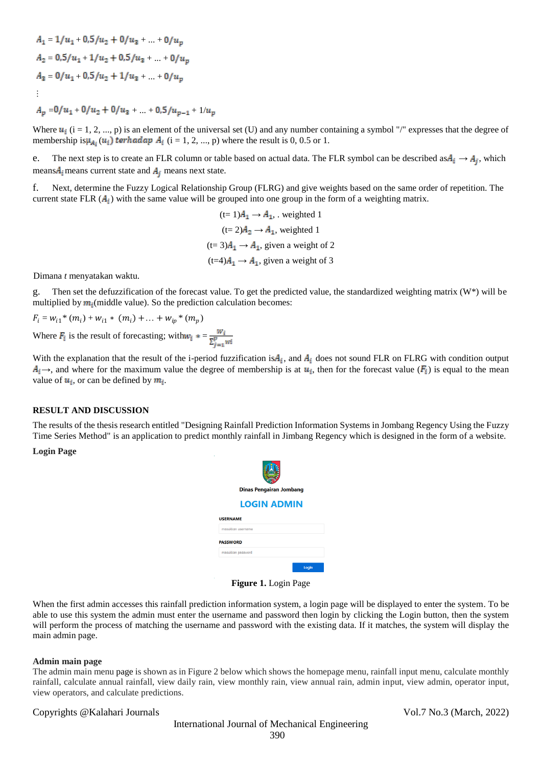$A_1 = 1/u_1 + 0{,}5/u_2 + 0/u_3 + ... + 0/u_p$

$A_2 = 0{,}5/u_1 + 1/u_2 + 0{,}5/u_3 + ... + 0/u_p$

$A_3 = 0/u_1 + 0{,}5/u_2 + 1/u_3 + ... + 0/u_p$

$\vdots$

$A_p = 0/u_1 + 0/u_2 + 0/u_3 + ... + 0{,}5/u_{p-1} + 1/u_p$

Where $u_i$ (i = 1, 2, ..., p) is an element of the universal set (U) and any number containing a symbol "/" expresses that the degree of membership is $\mu_{A_i}(u_i)$ *terhadap* $A_i$ (i = 1, 2, ..., p) where the result is 0, 0.5 or 1.

e. The next step is to create an FLR column or table based on actual data. The FLR symbol can be described as $A_i \rightarrow A_j$, which means $A_i$ means current state and $A_j$ means next state.

f. Next, determine the Fuzzy Logical Relationship Group (FLRG) and give weights based on the same order of repetition. The current state FLR ($A_i$) with the same value will be grouped into one group in the form of a weighting matrix.

(t= 1)$A_1 \rightarrow A_1$, . weighted 1

(t= 2)$A_2 \rightarrow A_1$, weighted 1

(t= 3)$A_1 \rightarrow A_1$, given a weight of 2

(t=4)$A_1 \rightarrow A_1$, given a weight of 3

Dimana *t* menyatakan waktu.

g. Then set the defuzzification of the forecast value. To get the predicted value, the standardized weighting matrix (W*) will be multiplied by $m_i$(middle value). So the prediction calculation becomes:

$F_i = w_{i1} * (m_i) + w_{i1} * (m_i) + \ldots + w_{ip} * (m_p)$

Where $F_i$ is the result of forecasting; with $w_i * = \frac{w_i}{\sum_{j=1}^{p} wi}$

With the explanation that the result of the i-period fuzzification is $A_i$, and $A_i$ does not sound FLR on FLRG with condition output $A_i \rightarrow$, and where for the maximum value the degree of membership is at $u_i$, then for the forecast value ($F_i$) is equal to the mean value of $u_i$, or can be defined by $m_i$.

## RESULT AND DISCUSSION

The results of the thesis research entitled "Designing Rainfall Prediction Information Systems in Jombang Regency Using the Fuzzy Time Series Method" is an application to predict monthly rainfall in Jimbang Regency which is designed in the form of a website.

**Login Page**

**Figure 1.** Login Page

When the first admin accesses this rainfall prediction information system, a login page will be displayed to enter the system. To be able to use this system the admin must enter the username and password then login by clicking the Login button, then the system will perform the process of matching the username and password with the existing data. If it matches, the system will display the main admin page.

**Admin main page**

The admin main menu page is shown as in Figure 2 below which shows the homepage menu, rainfall input menu, calculate monthly rainfall, calculate annual rainfall, view daily rain, view monthly rain, view annual rain, admin input, view admin, operator input, view operators, and calculate predictions.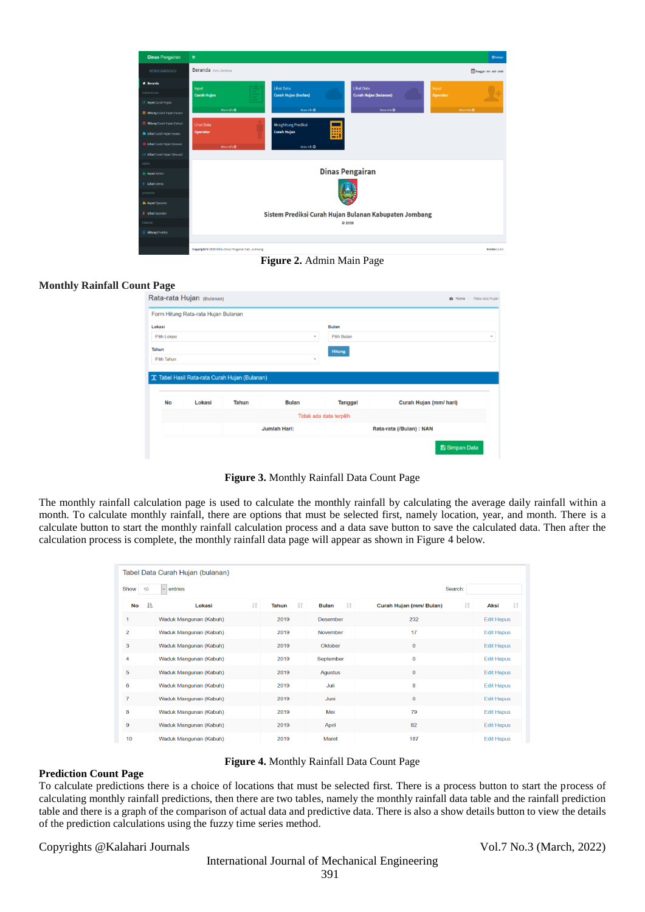**Figure 2.** Admin Main Page

### Monthly Rainfall Count Page

**Figure 3.** Monthly Rainfall Data Count Page

The monthly rainfall calculation page is used to calculate the monthly rainfall by calculating the average daily rainfall within a month. To calculate monthly rainfall, there are options that must be selected first, namely location, year, and month. There is a calculate button to start the monthly rainfall calculation process and a data save button to save the calculated data. Then after the calculation process is complete, the monthly rainfall data page will appear as shown in Figure 4 below.

**Figure 4.** Monthly Rainfall Data Count Page

### Prediction Count Page

To calculate predictions there is a choice of locations that must be selected first. There is a process button to start the process of calculating monthly rainfall predictions, then there are two tables, namely the monthly rainfall data table and the rainfall prediction table and there is a graph of the comparison of actual data and predictive data. There is also a show details button to view the details of the prediction calculations using the fuzzy time series method.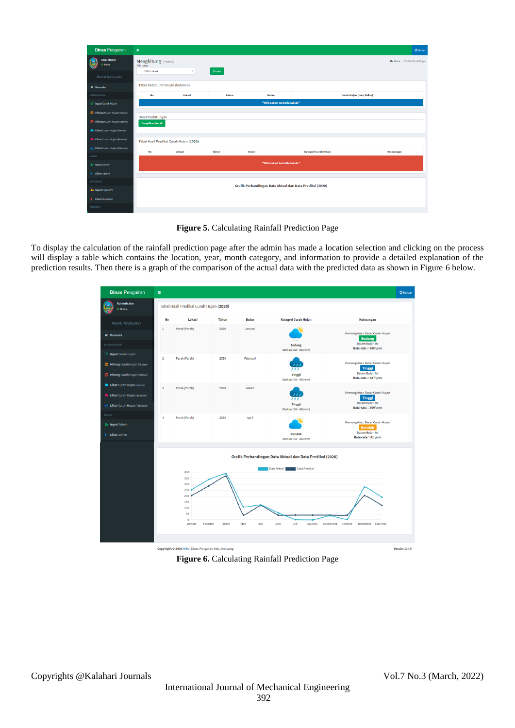**Figure 5.** Calculating Rainfall Prediction Page

To display the calculation of the rainfall prediction page after the admin has made a location selection and clicking on the process will display a table which contains the location, year, month category, and information to provide a detailed explanation of the prediction results. Then there is a graph of the comparison of the actual data with the predicted data as shown in Figure 6 below.

**Figure 6.** Calculating Rainfall Prediction Page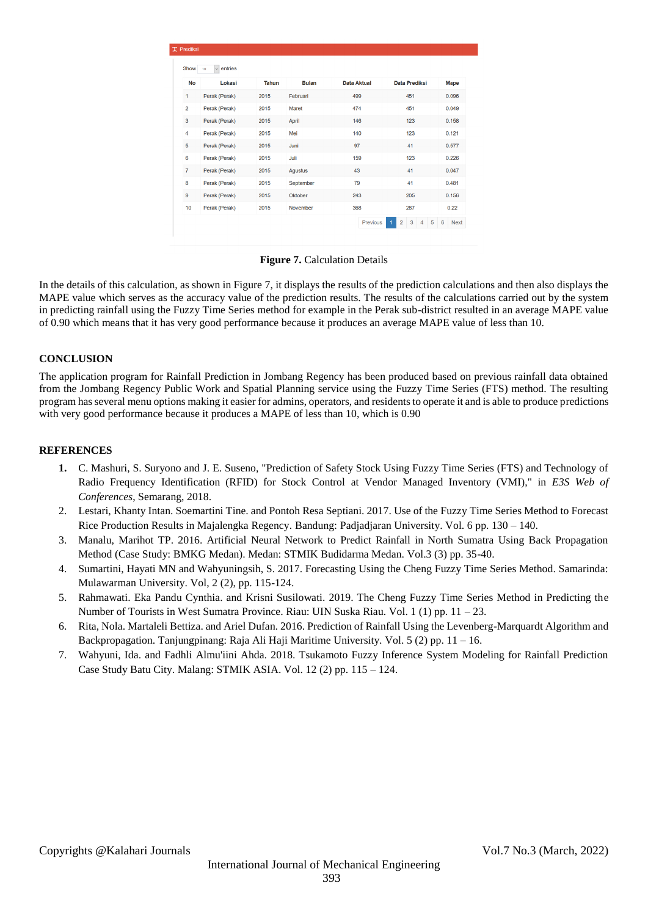| No | Lokasi | Tahun | Bulan | Data Aktual | Data Prediksi | Mape |
|---|---|---|---|---|---|---|
| 1 | Perak (Perak) | 2015 | Februari | 499 | 451 | 0.096 |
| 2 | Perak (Perak) | 2015 | Maret | 474 | 451 | 0.049 |
| 3 | Perak (Perak) | 2015 | April | 146 | 123 | 0.158 |
| 4 | Perak (Perak) | 2015 | Mei | 140 | 123 | 0.121 |
| 5 | Perak (Perak) | 2015 | Juni | 97 | 41 | 0.577 |
| 6 | Perak (Perak) | 2015 | Juli | 159 | 123 | 0.226 |
| 7 | Perak (Perak) | 2015 | Agustus | 43 | 41 | 0.047 |
| 8 | Perak (Perak) | 2015 | September | 79 | 41 | 0.481 |
| 9 | Perak (Perak) | 2015 | Oktober | 243 | 205 | 0.156 |
| 10 | Perak (Perak) | 2015 | November | 368 | 287 | 0.22 |

**Figure 7.** Calculation Details

In the details of this calculation, as shown in Figure 7, it displays the results of the prediction calculations and then also displays the MAPE value which serves as the accuracy value of the prediction results. The results of the calculations carried out by the system in predicting rainfall using the Fuzzy Time Series method for example in the Perak sub-district resulted in an average MAPE value of 0.90 which means that it has very good performance because it produces an average MAPE value of less than 10.

## CONCLUSION

The application program for Rainfall Prediction in Jombang Regency has been produced based on previous rainfall data obtained from the Jombang Regency Public Work and Spatial Planning service using the Fuzzy Time Series (FTS) method. The resulting program has several menu options making it easier for admins, operators, and residents to operate it and is able to produce predictions with very good performance because it produces a MAPE of less than 10, which is 0.90

## REFERENCES

1. C. Mashuri, S. Suryono and J. E. Suseno, "Prediction of Safety Stock Using Fuzzy Time Series (FTS) and Technology of Radio Frequency Identification (RFID) for Stock Control at Vendor Managed Inventory (VMI)," in *E3S Web of Conferences*, Semarang, 2018.
2. Lestari, Khanty Intan. Soemartini Tine. and Pontoh Resa Septiani. 2017. Use of the Fuzzy Time Series Method to Forecast Rice Production Results in Majalengka Regency. Bandung: Padjadjaran University. Vol. 6 pp. 130 – 140.
3. Manalu, Marihot TP. 2016. Artificial Neural Network to Predict Rainfall in North Sumatra Using Back Propagation Method (Case Study: BMKG Medan). Medan: STMIK Budidarma Medan. Vol.3 (3) pp. 35-40.
4. Sumartini, Hayati MN and Wahyuningsih, S. 2017. Forecasting Using the Cheng Fuzzy Time Series Method. Samarinda: Mulawarman University. Vol, 2 (2), pp. 115-124.
5. Rahmawati. Eka Pandu Cynthia. and Krisni Susilowati. 2019. The Cheng Fuzzy Time Series Method in Predicting the Number of Tourists in West Sumatra Province. Riau: UIN Suska Riau. Vol. 1 (1) pp. 11 – 23.
6. Rita, Nola. Martaleli Bettiza. and Ariel Dufan. 2016. Prediction of Rainfall Using the Levenberg-Marquardt Algorithm and Backpropagation. Tanjungpinang: Raja Ali Haji Maritime University. Vol. 5 (2) pp. 11 – 16.
7. Wahyuni, Ida. and Fadhli Almu'iini Ahda. 2018. Tsukamoto Fuzzy Inference System Modeling for Rainfall Prediction Case Study Batu City. Malang: STMIK ASIA. Vol. 12 (2) pp. 115 – 124.